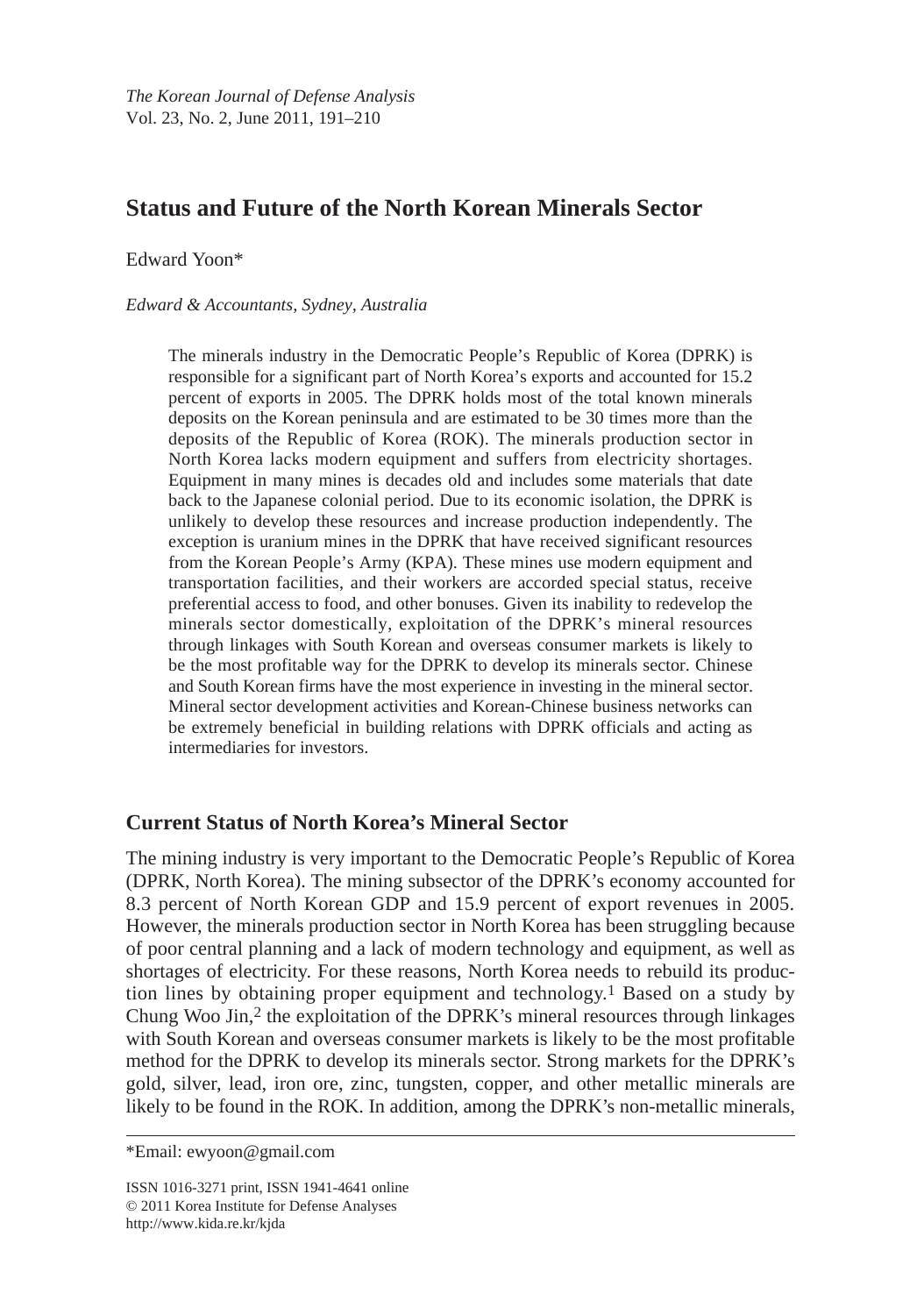# Status and Future of the North Korean Minerals Sector

Edward Yoon*

*Edward & Accountants, Sydney, Australia*

> The minerals industry in the Democratic People's Republic of Korea (DPRK) is responsible for a significant part of North Korea's exports and accounted for 15.2 percent of exports in 2005. The DPRK holds most of the total known minerals deposits on the Korean peninsula and are estimated to be 30 times more than the deposits of the Republic of Korea (ROK). The minerals production sector in North Korea lacks modern equipment and suffers from electricity shortages. Equipment in many mines is decades old and includes some materials that date back to the Japanese colonial period. Due to its economic isolation, the DPRK is unlikely to develop these resources and increase production independently. The exception is uranium mines in the DPRK that have received significant resources from the Korean People's Army (KPA). These mines use modern equipment and transportation facilities, and their workers are accorded special status, receive preferential access to food, and other bonuses. Given its inability to redevelop the minerals sector domestically, exploitation of the DPRK's mineral resources through linkages with South Korean and overseas consumer markets is likely to be the most profitable way for the DPRK to develop its minerals sector. Chinese and South Korean firms have the most experience in investing in the mineral sector. Mineral sector development activities and Korean-Chinese business networks can be extremely beneficial in building relations with DPRK officials and acting as intermediaries for investors.

## Current Status of North Korea's Mineral Sector

The mining industry is very important to the Democratic People's Republic of Korea (DPRK, North Korea). The mining subsector of the DPRK's economy accounted for 8.3 percent of North Korean GDP and 15.9 percent of export revenues in 2005. However, the minerals production sector in North Korea has been struggling because of poor central planning and a lack of modern technology and equipment, as well as shortages of electricity. For these reasons, North Korea needs to rebuild its production lines by obtaining proper equipment and technology.[1] Based on a study by Chung Woo Jin,[2] the exploitation of the DPRK's mineral resources through linkages with South Korean and overseas consumer markets is likely to be the most profitable method for the DPRK to develop its minerals sector. Strong markets for the DPRK's gold, silver, lead, iron ore, zinc, tungsten, copper, and other metallic minerals are likely to be found in the ROK. In addition, among the DPRK's non-metallic minerals,

---

*Email: ewyoon@gmail.com

ISSN 1016-3271 print, ISSN 1941-4641 online
© 2011 Korea Institute for Defense Analyses
http://www.kida.re.kr/kjda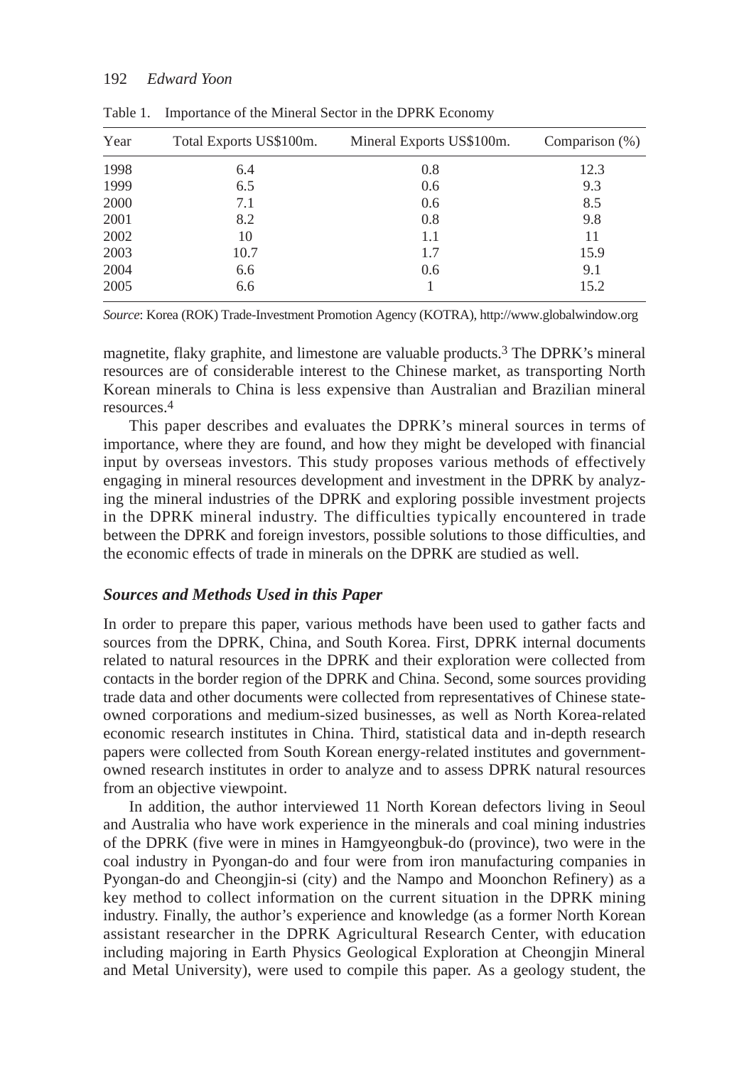Table 1. Importance of the Mineral Sector in the DPRK Economy

| Year | Total Exports US$100m. | Mineral Exports US$100m. | Comparison (%) |
|---|---|---|---|
| 1998 | 6.4 | 0.8 | 12.3 |
| 1999 | 6.5 | 0.6 | 9.3 |
| 2000 | 7.1 | 0.6 | 8.5 |
| 2001 | 8.2 | 0.8 | 9.8 |
| 2002 | 10 | 1.1 | 11 |
| 2003 | 10.7 | 1.7 | 15.9 |
| 2004 | 6.6 | 0.6 | 9.1 |
| 2005 | 6.6 | 1 | 15.2 |

*Source*: Korea (ROK) Trade-Investment Promotion Agency (KOTRA), http://www.globalwindow.org

magnetite, flaky graphite, and limestone are valuable products.[3] The DPRK's mineral resources are of considerable interest to the Chinese market, as transporting North Korean minerals to China is less expensive than Australian and Brazilian mineral resources.[4]

This paper describes and evaluates the DPRK's mineral sources in terms of importance, where they are found, and how they might be developed with financial input by overseas investors. This study proposes various methods of effectively engaging in mineral resources development and investment in the DPRK by analyzing the mineral industries of the DPRK and exploring possible investment projects in the DPRK mineral industry. The difficulties typically encountered in trade between the DPRK and foreign investors, possible solutions to those difficulties, and the economic effects of trade in minerals on the DPRK are studied as well.

### *Sources and Methods Used in this Paper*

In order to prepare this paper, various methods have been used to gather facts and sources from the DPRK, China, and South Korea. First, DPRK internal documents related to natural resources in the DPRK and their exploration were collected from contacts in the border region of the DPRK and China. Second, some sources providing trade data and other documents were collected from representatives of Chinese state-owned corporations and medium-sized businesses, as well as North Korea-related economic research institutes in China. Third, statistical data and in-depth research papers were collected from South Korean energy-related institutes and government-owned research institutes in order to analyze and to assess DPRK natural resources from an objective viewpoint.

In addition, the author interviewed 11 North Korean defectors living in Seoul and Australia who have work experience in the minerals and coal mining industries of the DPRK (five were in mines in Hamgyeongbuk-do (province), two were in the coal industry in Pyongan-do and four were from iron manufacturing companies in Pyongan-do and Cheongjin-si (city) and the Nampo and Moonchon Refinery) as a key method to collect information on the current situation in the DPRK mining industry. Finally, the author's experience and knowledge (as a former North Korean assistant researcher in the DPRK Agricultural Research Center, with education including majoring in Earth Physics Geological Exploration at Cheongjin Mineral and Metal University), were used to compile this paper. As a geology student, the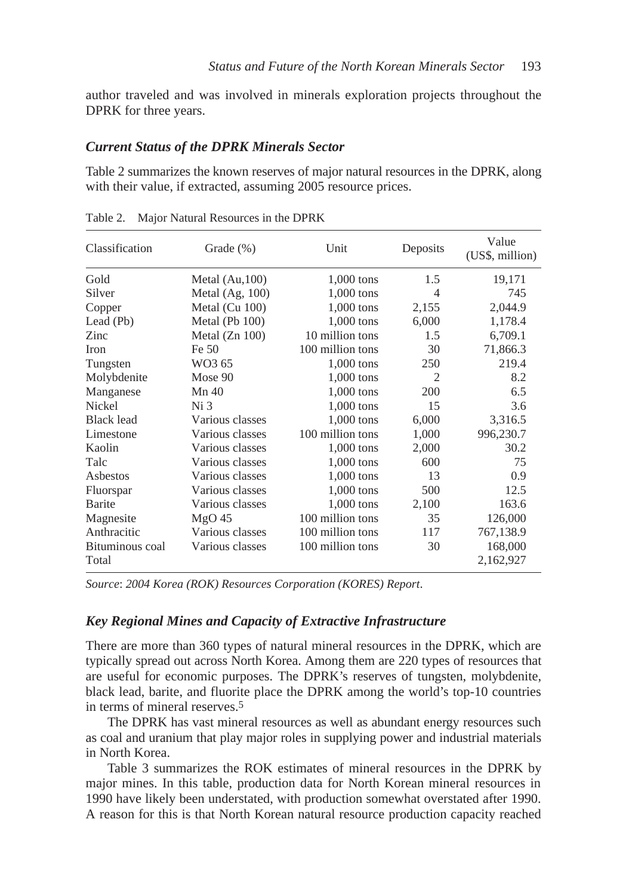author traveled and was involved in minerals exploration projects throughout the DPRK for three years.

### *Current Status of the DPRK Minerals Sector*

Table 2 summarizes the known reserves of major natural resources in the DPRK, along with their value, if extracted, assuming 2005 resource prices.

Table 2. Major Natural Resources in the DPRK

| Classification | Grade (%) | Unit | Deposits | Value (US$, million) |
|---|---|---|---|---|
| Gold | Metal (Au,100) | 1,000 tons | 1.5 | 19,171 |
| Silver | Metal (Ag, 100) | 1,000 tons | 4 | 745 |
| Copper | Metal (Cu 100) | 1,000 tons | 2,155 | 2,044.9 |
| Lead (Pb) | Metal (Pb 100) | 1,000 tons | 6,000 | 1,178.4 |
| Zinc | Metal (Zn 100) | 10 million tons | 1.5 | 6,709.1 |
| Iron | Fe 50 | 100 million tons | 30 | 71,866.3 |
| Tungsten | WO3 65 | 1,000 tons | 250 | 219.4 |
| Molybdenite | Mose 90 | 1,000 tons | 2 | 8.2 |
| Manganese | Mn 40 | 1,000 tons | 200 | 6.5 |
| Nickel | Ni 3 | 1,000 tons | 15 | 3.6 |
| Black lead | Various classes | 1,000 tons | 6,000 | 3,316.5 |
| Limestone | Various classes | 100 million tons | 1,000 | 996,230.7 |
| Kaolin | Various classes | 1,000 tons | 2,000 | 30.2 |
| Talc | Various classes | 1,000 tons | 600 | 75 |
| Asbestos | Various classes | 1,000 tons | 13 | 0.9 |
| Fluorspar | Various classes | 1,000 tons | 500 | 12.5 |
| Barite | Various classes | 1,000 tons | 2,100 | 163.6 |
| Magnesite | MgO 45 | 100 million tons | 35 | 126,000 |
| Anthracitic | Various classes | 100 million tons | 117 | 767,138.9 |
| Bituminous coal | Various classes | 100 million tons | 30 | 168,000 |
| Total | | | | 2,162,927 |

*Source*: *2004 Korea (ROK) Resources Corporation (KORES) Report*.

### *Key Regional Mines and Capacity of Extractive Infrastructure*

There are more than 360 types of natural mineral resources in the DPRK, which are typically spread out across North Korea. Among them are 220 types of resources that are useful for economic purposes. The DPRK's reserves of tungsten, molybdenite, black lead, barite, and fluorite place the DPRK among the world's top-10 countries in terms of mineral reserves.[5]

The DPRK has vast mineral resources as well as abundant energy resources such as coal and uranium that play major roles in supplying power and industrial materials in North Korea.

Table 3 summarizes the ROK estimates of mineral resources in the DPRK by major mines. In this table, production data for North Korean mineral resources in 1990 have likely been understated, with production somewhat overstated after 1990. A reason for this is that North Korean natural resource production capacity reached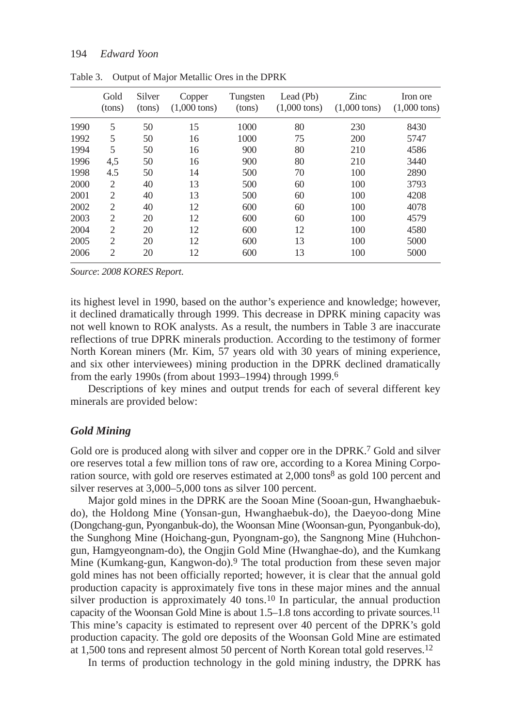Table 3. Output of Major Metallic Ores in the DPRK

| | Gold (tons) | Silver (tons) | Copper (1,000 tons) | Tungsten (tons) | Lead (Pb) (1,000 tons) | Zinc (1,000 tons) | Iron ore (1,000 tons) |
|---|---|---|---|---|---|---|---|
| 1990 | 5 | 50 | 15 | 1000 | 80 | 230 | 8430 |
| 1992 | 5 | 50 | 16 | 1000 | 75 | 200 | 5747 |
| 1994 | 5 | 50 | 16 | 900 | 80 | 210 | 4586 |
| 1996 | 4,5 | 50 | 16 | 900 | 80 | 210 | 3440 |
| 1998 | 4.5 | 50 | 14 | 500 | 70 | 100 | 2890 |
| 2000 | 2 | 40 | 13 | 500 | 60 | 100 | 3793 |
| 2001 | 2 | 40 | 13 | 500 | 60 | 100 | 4208 |
| 2002 | 2 | 40 | 12 | 600 | 60 | 100 | 4078 |
| 2003 | 2 | 20 | 12 | 600 | 60 | 100 | 4579 |
| 2004 | 2 | 20 | 12 | 600 | 12 | 100 | 4580 |
| 2005 | 2 | 20 | 12 | 600 | 13 | 100 | 5000 |
| 2006 | 2 | 20 | 12 | 600 | 13 | 100 | 5000 |

*Source*: *2008 KORES Report*.

its highest level in 1990, based on the author's experience and knowledge; however, it declined dramatically through 1999. This decrease in DPRK mining capacity was not well known to ROK analysts. As a result, the numbers in Table 3 are inaccurate reflections of true DPRK minerals production. According to the testimony of former North Korean miners (Mr. Kim, 57 years old with 30 years of mining experience, and six other interviewees) mining production in the DPRK declined dramatically from the early 1990s (from about 1993–1994) through 1999.[6]

Descriptions of key mines and output trends for each of several different key minerals are provided below:

### *Gold Mining*

Gold ore is produced along with silver and copper ore in the DPRK.[7] Gold and silver ore reserves total a few million tons of raw ore, according to a Korea Mining Corporation source, with gold ore reserves estimated at 2,000 tons[8] as gold 100 percent and silver reserves at 3,000–5,000 tons as silver 100 percent.

Major gold mines in the DPRK are the Sooan Mine (Sooan-gun, Hwanghaebuk-do), the Holdong Mine (Yonsan-gun, Hwanghaebuk-do), the Daeyoo-dong Mine (Dongchang-gun, Pyonganbuk-do), the Woonsan Mine (Woonsan-gun, Pyonganbuk-do), the Sunghong Mine (Hoichang-gun, Pyongnam-go), the Sangnong Mine (Huhchon-gun, Hamgyeongnam-do), the Ongjin Gold Mine (Hwanghae-do), and the Kumkang Mine (Kumkang-gun, Kangwon-do).[9] The total production from these seven major gold mines has not been officially reported; however, it is clear that the annual gold production capacity is approximately five tons in these major mines and the annual silver production is approximately 40 tons.[10] In particular, the annual production capacity of the Woonsan Gold Mine is about 1.5–1.8 tons according to private sources.[11] This mine's capacity is estimated to represent over 40 percent of the DPRK's gold production capacity. The gold ore deposits of the Woonsan Gold Mine are estimated at 1,500 tons and represent almost 50 percent of North Korean total gold reserves.[12]

In terms of production technology in the gold mining industry, the DPRK has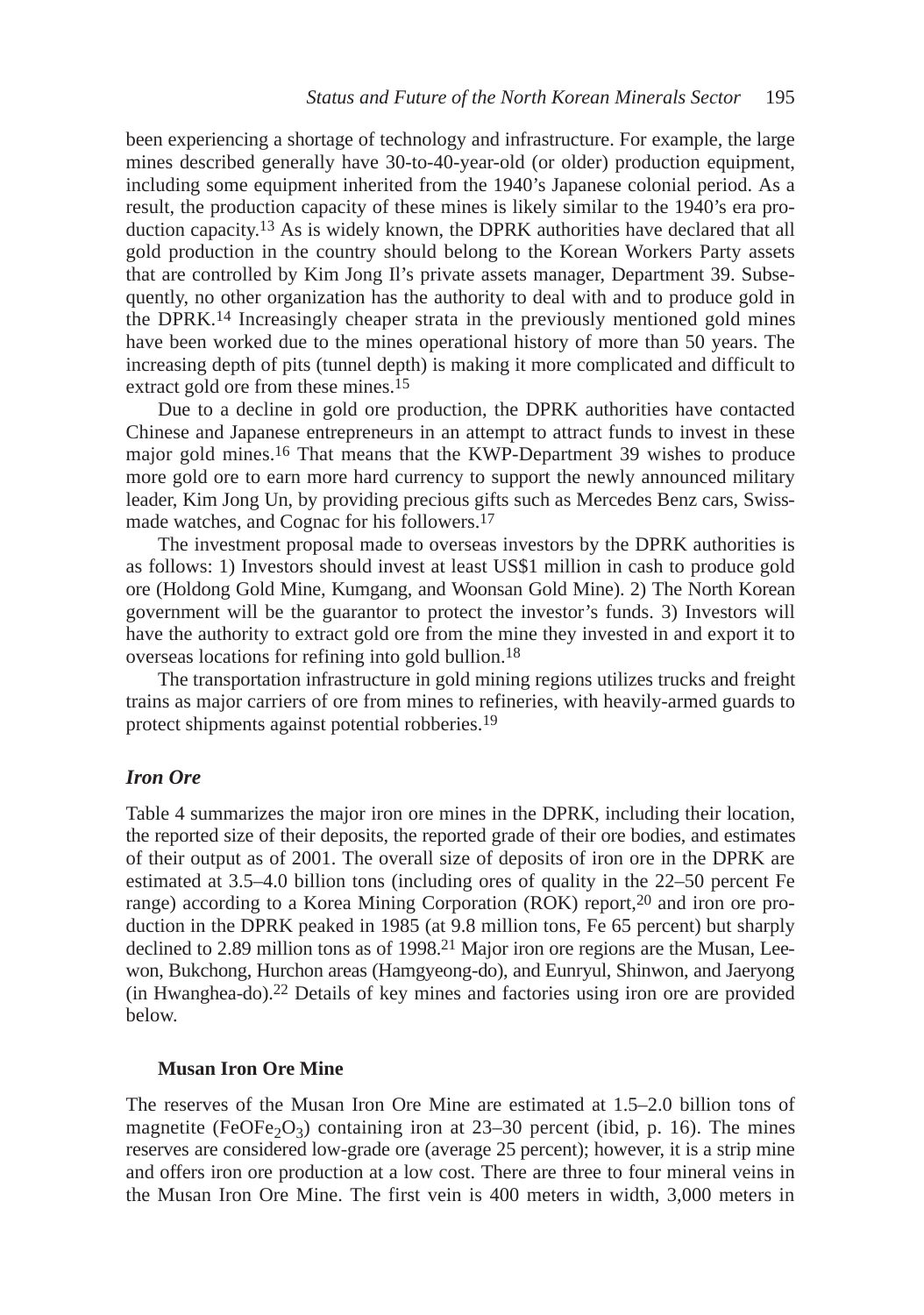been experiencing a shortage of technology and infrastructure. For example, the large mines described generally have 30-to-40-year-old (or older) production equipment, including some equipment inherited from the 1940's Japanese colonial period. As a result, the production capacity of these mines is likely similar to the 1940's era production capacity.[13] As is widely known, the DPRK authorities have declared that all gold production in the country should belong to the Korean Workers Party assets that are controlled by Kim Jong Il's private assets manager, Department 39. Subsequently, no other organization has the authority to deal with and to produce gold in the DPRK.[14] Increasingly cheaper strata in the previously mentioned gold mines have been worked due to the mines operational history of more than 50 years. The increasing depth of pits (tunnel depth) is making it more complicated and difficult to extract gold ore from these mines.[15]

Due to a decline in gold ore production, the DPRK authorities have contacted Chinese and Japanese entrepreneurs in an attempt to attract funds to invest in these major gold mines.[16] That means that the KWP-Department 39 wishes to produce more gold ore to earn more hard currency to support the newly announced military leader, Kim Jong Un, by providing precious gifts such as Mercedes Benz cars, Swiss-made watches, and Cognac for his followers.[17]

The investment proposal made to overseas investors by the DPRK authorities is as follows: 1) Investors should invest at least US$1 million in cash to produce gold ore (Holdong Gold Mine, Kumgang, and Woonsan Gold Mine). 2) The North Korean government will be the guarantor to protect the investor's funds. 3) Investors will have the authority to extract gold ore from the mine they invested in and export it to overseas locations for refining into gold bullion.[18]

The transportation infrastructure in gold mining regions utilizes trucks and freight trains as major carriers of ore from mines to refineries, with heavily-armed guards to protect shipments against potential robberies.[19]

### *Iron Ore*

Table 4 summarizes the major iron ore mines in the DPRK, including their location, the reported size of their deposits, the reported grade of their ore bodies, and estimates of their output as of 2001. The overall size of deposits of iron ore in the DPRK are estimated at 3.5–4.0 billion tons (including ores of quality in the 22–50 percent Fe range) according to a Korea Mining Corporation (ROK) report,[20] and iron ore production in the DPRK peaked in 1985 (at 9.8 million tons, Fe 65 percent) but sharply declined to 2.89 million tons as of 1998.[21] Major iron ore regions are the Musan, Leewon, Bukchong, Hurchon areas (Hamgyeong-do), and Eunryul, Shinwon, and Jaeryong (in Hwanghea-do).[22] Details of key mines and factories using iron ore are provided below.

#### **Musan Iron Ore Mine**

The reserves of the Musan Iron Ore Mine are estimated at 1.5–2.0 billion tons of magnetite ($FeOFe_2O_3$) containing iron at 23–30 percent (ibid, p. 16). The mines reserves are considered low-grade ore (average 25 percent); however, it is a strip mine and offers iron ore production at a low cost. There are three to four mineral veins in the Musan Iron Ore Mine. The first vein is 400 meters in width, 3,000 meters in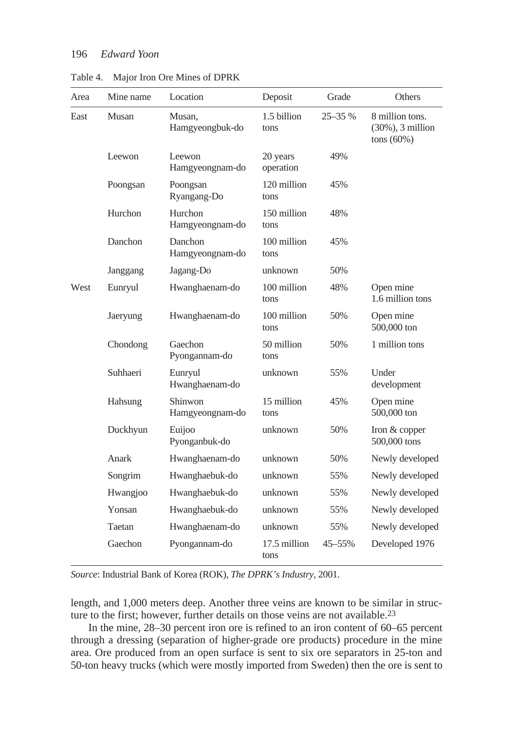Table 4. Major Iron Ore Mines of DPRK

| Area | Mine name | Location | Deposit | Grade | Others |
|---|---|---|---|---|---|
| East | Musan | Musan, Hamgyeongbuk-do | 1.5 billion tons | 25–35 % | 8 million tons. (30%), 3 million tons (60%) |
| | Leewon | Leewon Hamgyeongnam-do | 20 years operation | 49% | |
| | Poongsan | Poongsan Ryangang-Do | 120 million tons | 45% | |
| | Hurchon | Hurchon Hamgyeongnam-do | 150 million tons | 48% | |
| | Danchon | Danchon Hamgyeongnam-do | 100 million tons | 45% | |
| | Janggang | Jagang-Do | unknown | 50% | |
| West | Eunryul | Hwanghaenam-do | 100 million tons | 48% | Open mine 1.6 million tons |
| | Jaeryung | Hwanghaenam-do | 100 million tons | 50% | Open mine 500,000 ton |
| | Chondong | Gaechon Pyongannam-do | 50 million tons | 50% | 1 million tons |
| | Suhhaeri | Eunryul Hwanghaenam-do | unknown | 55% | Under development |
| | Hahsung | Shinwon Hamgyeongnam-do | 15 million tons | 45% | Open mine 500,000 ton |
| | Duckhyun | Euijoo Pyonganbuk-do | unknown | 50% | Iron & copper 500,000 tons |
| | Anark | Hwanghaenam-do | unknown | 50% | Newly developed |
| | Songrim | Hwanghaebuk-do | unknown | 55% | Newly developed |
| | Hwangjoo | Hwanghaebuk-do | unknown | 55% | Newly developed |
| | Yonsan | Hwanghaebuk-do | unknown | 55% | Newly developed |
| | Taetan | Hwanghaenam-do | unknown | 55% | Newly developed |
| | Gaechon | Pyongannam-do | 17.5 million tons | 45–55% | Developed 1976 |

*Source*: Industrial Bank of Korea (ROK), *The DPRK's Industry*, 2001.

length, and 1,000 meters deep. Another three veins are known to be similar in structure to the first; however, further details on those veins are not available.[23]

In the mine, 28–30 percent iron ore is refined to an iron content of 60–65 percent through a dressing (separation of higher-grade ore products) procedure in the mine area. Ore produced from an open surface is sent to six ore separators in 25-ton and 50-ton heavy trucks (which were mostly imported from Sweden) then the ore is sent to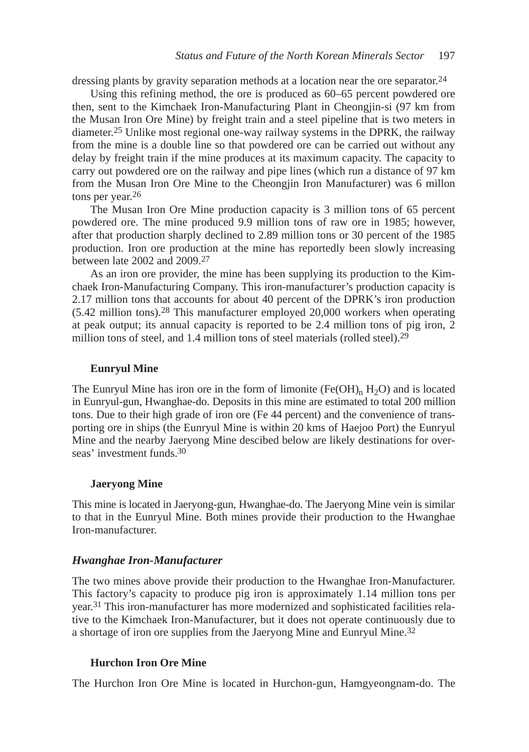dressing plants by gravity separation methods at a location near the ore separator.[24]

Using this refining method, the ore is produced as 60–65 percent powdered ore then, sent to the Kimchaek Iron-Manufacturing Plant in Cheongjin-si (97 km from the Musan Iron Ore Mine) by freight train and a steel pipeline that is two meters in diameter.[25] Unlike most regional one-way railway systems in the DPRK, the railway from the mine is a double line so that powdered ore can be carried out without any delay by freight train if the mine produces at its maximum capacity. The capacity to carry out powdered ore on the railway and pipe lines (which run a distance of 97 km from the Musan Iron Ore Mine to the Cheongjin Iron Manufacturer) was 6 millon tons per year.[26]

The Musan Iron Ore Mine production capacity is 3 million tons of 65 percent powdered ore. The mine produced 9.9 million tons of raw ore in 1985; however, after that production sharply declined to 2.89 million tons or 30 percent of the 1985 production. Iron ore production at the mine has reportedly been slowly increasing between late 2002 and 2009.[27]

As an iron ore provider, the mine has been supplying its production to the Kimchaek Iron-Manufacturing Company. This iron-manufacturer's production capacity is 2.17 million tons that accounts for about 40 percent of the DPRK's iron production (5.42 million tons).[28] This manufacturer employed 20,000 workers when operating at peak output; its annual capacity is reported to be 2.4 million tons of pig iron, 2 million tons of steel, and 1.4 million tons of steel materials (rolled steel).[29]

#### Eunryul Mine

The Eunryul Mine has iron ore in the form of limonite ($Fe(OH)_n$ $H_2O$) and is located in Eunryul-gun, Hwanghae-do. Deposits in this mine are estimated to total 200 million tons. Due to their high grade of iron ore (Fe 44 percent) and the convenience of transporting ore in ships (the Eunryul Mine is within 20 kms of Haejoo Port) the Eunryul Mine and the nearby Jaeryong Mine descibed below are likely destinations for overseas' investment funds.[30]

#### Jaeryong Mine

This mine is located in Jaeryong-gun, Hwanghae-do. The Jaeryong Mine vein is similar to that in the Eunryul Mine. Both mines provide their production to the Hwanghae Iron-manufacturer.

### *Hwanghae Iron-Manufacturer*

The two mines above provide their production to the Hwanghae Iron-Manufacturer. This factory's capacity to produce pig iron is approximately 1.14 million tons per year.[31] This iron-manufacturer has more modernized and sophisticated facilities relative to the Kimchaek Iron-Manufacturer, but it does not operate continuously due to a shortage of iron ore supplies from the Jaeryong Mine and Eunryul Mine.[32]

#### Hurchon Iron Ore Mine

The Hurchon Iron Ore Mine is located in Hurchon-gun, Hamgyeongnam-do. The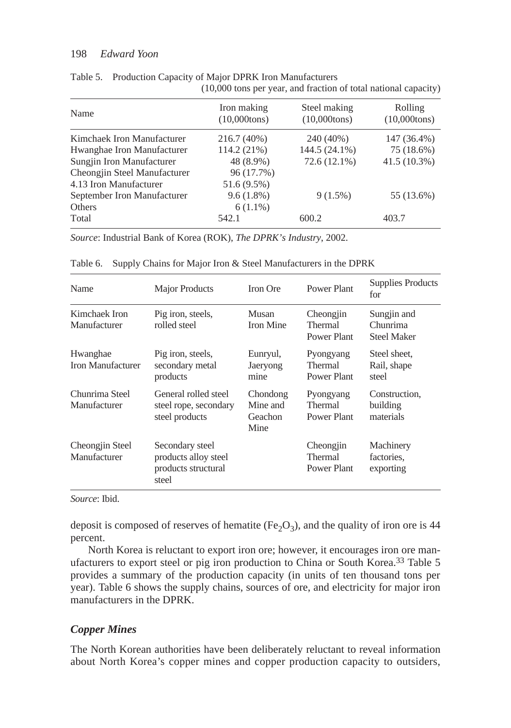Table 5. Production Capacity of Major DPRK Iron Manufacturers
(10,000 tons per year, and fraction of total national capacity)

| Name | Iron making (10,000tons) | Steel making (10,000tons) | Rolling (10,000tons) |
|---|---|---|---|
| Kimchaek Iron Manufacturer | 216.7 (40%) | 240 (40%) | 147 (36.4%) |
| Hwanghae Iron Manufacturer | 114.2 (21%) | 144.5 (24.1%) | 75 (18.6%) |
| Sungjin Iron Manufacturer | 48 (8.9%) | 72.6 (12.1%) | 41.5 (10.3%) |
| Cheongjin Steel Manufacturer | 96 (17.7%) | | |
| 4.13 Iron Manufacturer | 51.6 (9.5%) | | |
| September Iron Manufacturer | 9.6 (1.8%) | 9 (1.5%) | 55 (13.6%) |
| Others | 6 (1.1%) | | |
| Total | 542.1 | 600.2 | 403.7 |

*Source*: Industrial Bank of Korea (ROK), *The DPRK's Industry*, 2002.

Table 6. Supply Chains for Major Iron & Steel Manufacturers in the DPRK

| Name | Major Products | Iron Ore | Power Plant | Supplies Products for |
|---|---|---|---|---|
| Kimchaek Iron Manufacturer | Pig iron, steels, rolled steel | Musan Iron Mine | Cheongjin Thermal Power Plant | Sungjin and Chunrima Steel Maker |
| Hwanghae Iron Manufacturer | Pig iron, steels, secondary metal products | Eunryul, Jaeryong mine | Pyongyang Thermal Power Plant | Steel sheet, Rail, shape steel |
| Chunrima Steel Manufacturer | General rolled steel steel rope, secondary steel products | Chondong Mine and Geachon Mine | Pyongyang Thermal Power Plant | Construction, building materials |
| Cheongjin Steel Manufacturer | Secondary steel products alloy steel products structural steel | | Cheongjin Thermal Power Plant | Machinery factories, exporting |

*Source*: Ibid.

deposit is composed of reserves of hematite ($Fe_2O_3$), and the quality of iron ore is 44 percent.

North Korea is reluctant to export iron ore; however, it encourages iron ore manufacturers to export steel or pig iron production to China or South Korea.[33] Table 5 provides a summary of the production capacity (in units of ten thousand tons per year). Table 6 shows the supply chains, sources of ore, and electricity for major iron manufacturers in the DPRK.

### *Copper Mines*

The North Korean authorities have been deliberately reluctant to reveal information about North Korea's copper mines and copper production capacity to outsiders,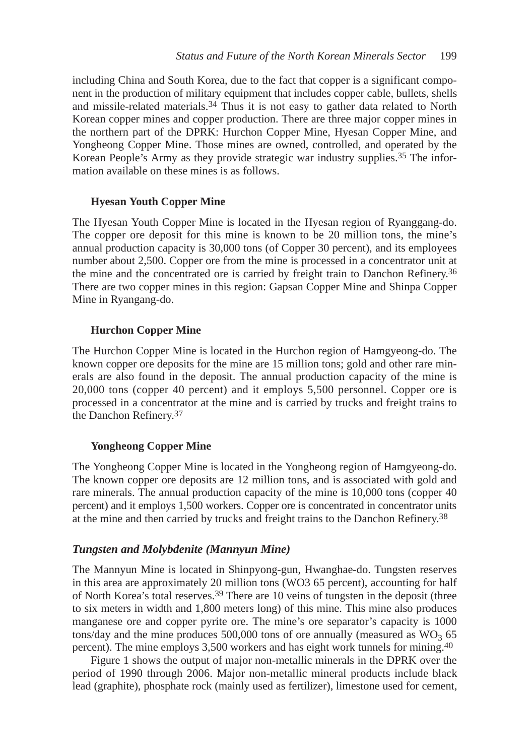including China and South Korea, due to the fact that copper is a significant component in the production of military equipment that includes copper cable, bullets, shells and missile-related materials.[34] Thus it is not easy to gather data related to North Korean copper mines and copper production. There are three major copper mines in the northern part of the DPRK: Hurchon Copper Mine, Hyesan Copper Mine, and Yongheong Copper Mine. Those mines are owned, controlled, and operated by the Korean People's Army as they provide strategic war industry supplies.[35] The information available on these mines is as follows.

### Hyesan Youth Copper Mine

The Hyesan Youth Copper Mine is located in the Hyesan region of Ryanggang-do. The copper ore deposit for this mine is known to be 20 million tons, the mine's annual production capacity is 30,000 tons (of Copper 30 percent), and its employees number about 2,500. Copper ore from the mine is processed in a concentrator unit at the mine and the concentrated ore is carried by freight train to Danchon Refinery.[36] There are two copper mines in this region: Gapsan Copper Mine and Shinpa Copper Mine in Ryangang-do.

### Hurchon Copper Mine

The Hurchon Copper Mine is located in the Hurchon region of Hamgyeong-do. The known copper ore deposits for the mine are 15 million tons; gold and other rare minerals are also found in the deposit. The annual production capacity of the mine is 20,000 tons (copper 40 percent) and it employs 5,500 personnel. Copper ore is processed in a concentrator at the mine and is carried by trucks and freight trains to the Danchon Refinery.[37]

### Yongheong Copper Mine

The Yongheong Copper Mine is located in the Yongheong region of Hamgyeong-do. The known copper ore deposits are 12 million tons, and is associated with gold and rare minerals. The annual production capacity of the mine is 10,000 tons (copper 40 percent) and it employs 1,500 workers. Copper ore is concentrated in concentrator units at the mine and then carried by trucks and freight trains to the Danchon Refinery.[38]

## *Tungsten and Molybdenite (Mannyun Mine)*

The Mannyun Mine is located in Shinpyong-gun, Hwanghae-do. Tungsten reserves in this area are approximately 20 million tons (WO3 65 percent), accounting for half of North Korea's total reserves.[39] There are 10 veins of tungsten in the deposit (three to six meters in width and 1,800 meters long) of this mine. This mine also produces manganese ore and copper pyrite ore. The mine's ore separator's capacity is 1000 tons/day and the mine produces 500,000 tons of ore annually (measured as $WO_3$ 65 percent). The mine employs 3,500 workers and has eight work tunnels for mining.[40]

Figure 1 shows the output of major non-metallic minerals in the DPRK over the period of 1990 through 2006. Major non-metallic mineral products include black lead (graphite), phosphate rock (mainly used as fertilizer), limestone used for cement,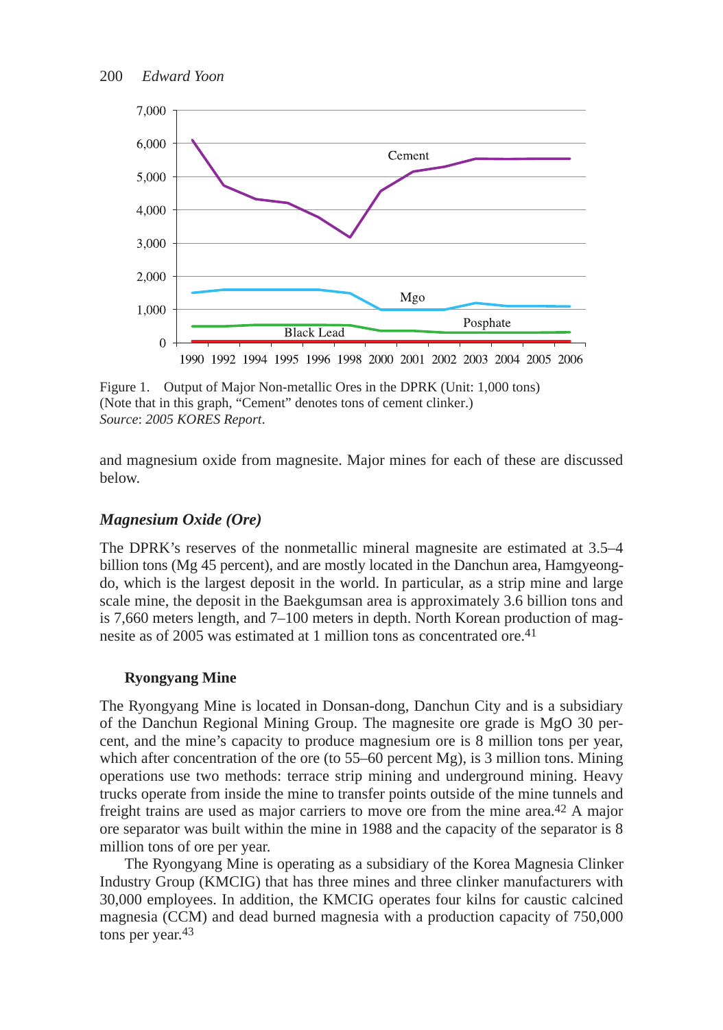Figure 1. Output of Major Non-metallic Ores in the DPRK (Unit: 1,000 tons)
(Note that in this graph, "Cement" denotes tons of cement clinker.)
*Source*: *2005 KORES Report*.

and magnesium oxide from magnesite. Major mines for each of these are discussed below.

### *Magnesium Oxide (Ore)*

The DPRK's reserves of the nonmetallic mineral magnesite are estimated at 3.5–4 billion tons (Mg 45 percent), and are mostly located in the Danchun area, Hamgyeong-do, which is the largest deposit in the world. In particular, as a strip mine and large scale mine, the deposit in the Baekgumsan area is approximately 3.6 billion tons and is 7,660 meters length, and 7–100 meters in depth. North Korean production of magnesite as of 2005 was estimated at 1 million tons as concentrated ore.[41]

#### **Ryongyang Mine**

The Ryongyang Mine is located in Donsan-dong, Danchun City and is a subsidiary of the Danchun Regional Mining Group. The magnesite ore grade is MgO 30 percent, and the mine's capacity to produce magnesium ore is 8 million tons per year, which after concentration of the ore (to 55–60 percent Mg), is 3 million tons. Mining operations use two methods: terrace strip mining and underground mining. Heavy trucks operate from inside the mine to transfer points outside of the mine tunnels and freight trains are used as major carriers to move ore from the mine area.[42] A major ore separator was built within the mine in 1988 and the capacity of the separator is 8 million tons of ore per year.

The Ryongyang Mine is operating as a subsidiary of the Korea Magnesia Clinker Industry Group (KMCIG) that has three mines and three clinker manufacturers with 30,000 employees. In addition, the KMCIG operates four kilns for caustic calcined magnesia (CCM) and dead burned magnesia with a production capacity of 750,000 tons per year.[43]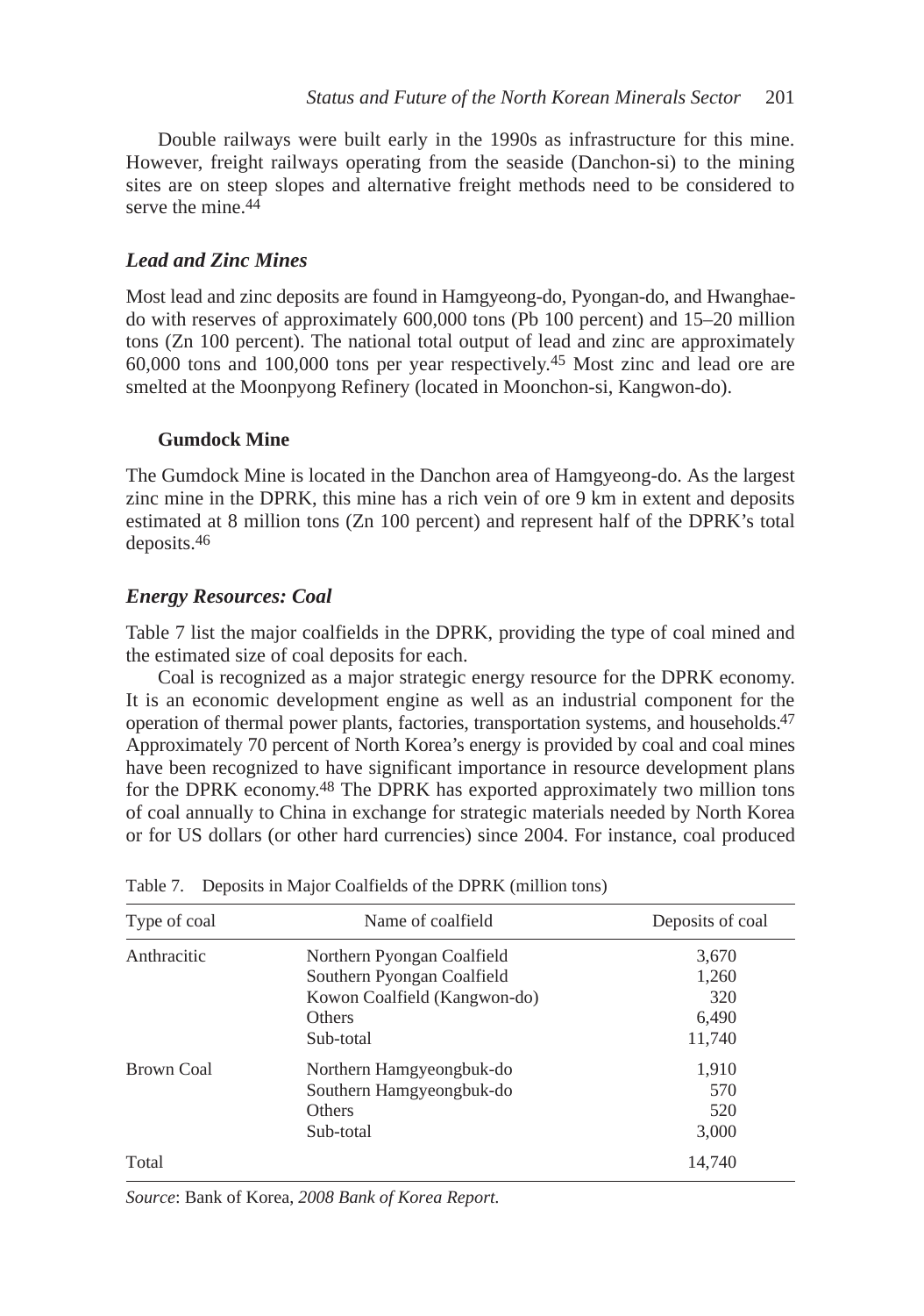Double railways were built early in the 1990s as infrastructure for this mine. However, freight railways operating from the seaside (Danchon-si) to the mining sites are on steep slopes and alternative freight methods need to be considered to serve the mine.[44]

### *Lead and Zinc Mines*

Most lead and zinc deposits are found in Hamgyeong-do, Pyongan-do, and Hwanghae-do with reserves of approximately 600,000 tons (Pb 100 percent) and 15–20 million tons (Zn 100 percent). The national total output of lead and zinc are approximately 60,000 tons and 100,000 tons per year respectively.[45] Most zinc and lead ore are smelted at the Moonpyong Refinery (located in Moonchon-si, Kangwon-do).

#### Gumdock Mine

The Gumdock Mine is located in the Danchon area of Hamgyeong-do. As the largest zinc mine in the DPRK, this mine has a rich vein of ore 9 km in extent and deposits estimated at 8 million tons (Zn 100 percent) and represent half of the DPRK's total deposits.[46]

### *Energy Resources: Coal*

Table 7 list the major coalfields in the DPRK, providing the type of coal mined and the estimated size of coal deposits for each.

Coal is recognized as a major strategic energy resource for the DPRK economy. It is an economic development engine as well as an industrial component for the operation of thermal power plants, factories, transportation systems, and households.[47] Approximately 70 percent of North Korea's energy is provided by coal and coal mines have been recognized to have significant importance in resource development plans for the DPRK economy.[48] The DPRK has exported approximately two million tons of coal annually to China in exchange for strategic materials needed by North Korea or for US dollars (or other hard currencies) since 2004. For instance, coal produced

Table 7. Deposits in Major Coalfields of the DPRK (million tons)

| Type of coal | Name of coalfield | Deposits of coal |
|---|---|---|
| Anthracitic | Northern Pyongan Coalfield | 3,670 |
| | Southern Pyongan Coalfield | 1,260 |
| | Kowon Coalfield (Kangwon-do) | 320 |
| | Others | 6,490 |
| | Sub-total | 11,740 |
| Brown Coal | Northern Hamgyeongbuk-do | 1,910 |
| | Southern Hamgyeongbuk-do | 570 |
| | Others | 520 |
| | Sub-total | 3,000 |
| Total | | 14,740 |

*Source*: Bank of Korea, *2008 Bank of Korea Report.*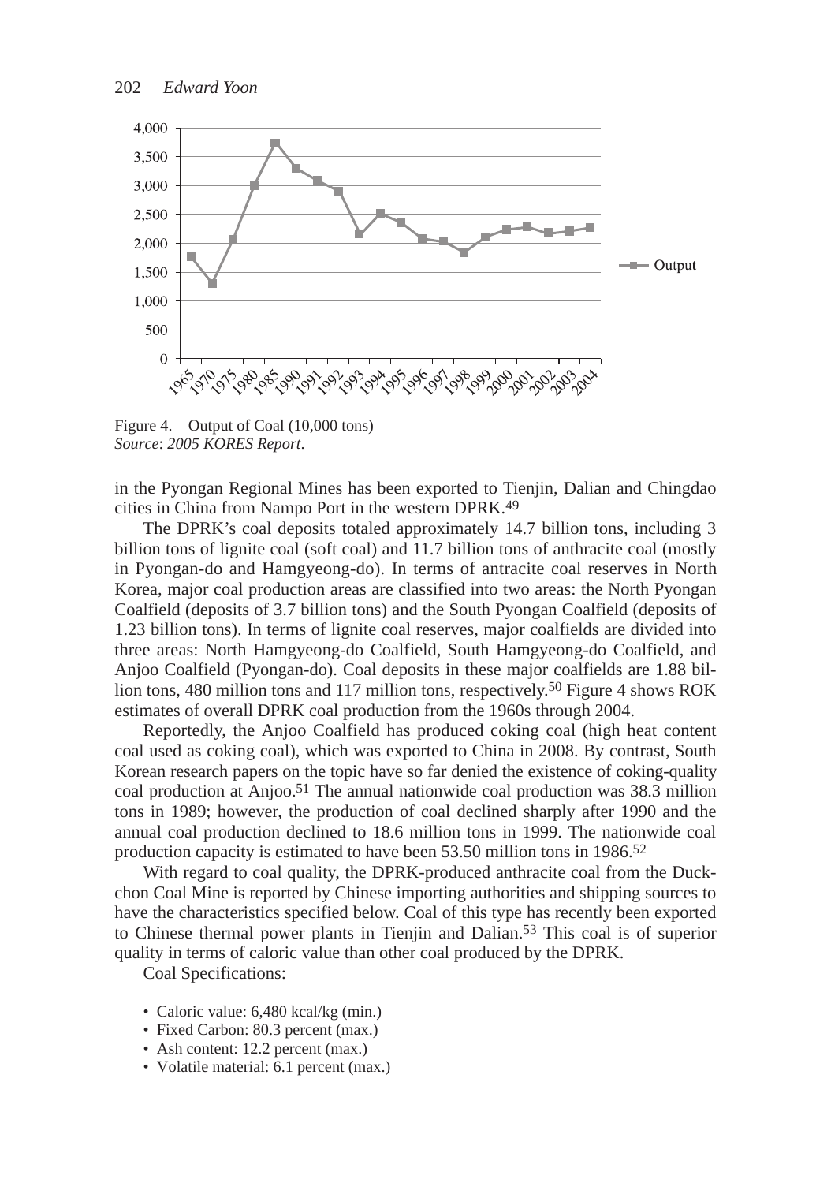Figure 4. Output of Coal (10,000 tons)
*Source*: *2005 KORES Report*.

in the Pyongan Regional Mines has been exported to Tienjin, Dalian and Chingdao cities in China from Nampo Port in the western DPRK.[49]

The DPRK's coal deposits totaled approximately 14.7 billion tons, including 3 billion tons of lignite coal (soft coal) and 11.7 billion tons of anthracite coal (mostly in Pyongan-do and Hamgyeong-do). In terms of antracite coal reserves in North Korea, major coal production areas are classified into two areas: the North Pyongan Coalfield (deposits of 3.7 billion tons) and the South Pyongan Coalfield (deposits of 1.23 billion tons). In terms of lignite coal reserves, major coalfields are divided into three areas: North Hamgyeong-do Coalfield, South Hamgyeong-do Coalfield, and Anjoo Coalfield (Pyongan-do). Coal deposits in these major coalfields are 1.88 billion tons, 480 million tons and 117 million tons, respectively.[50] Figure 4 shows ROK estimates of overall DPRK coal production from the 1960s through 2004.

Reportedly, the Anjoo Coalfield has produced coking coal (high heat content coal used as coking coal), which was exported to China in 2008. By contrast, South Korean research papers on the topic have so far denied the existence of coking-quality coal production at Anjoo.[51] The annual nationwide coal production was 38.3 million tons in 1989; however, the production of coal declined sharply after 1990 and the annual coal production declined to 18.6 million tons in 1999. The nationwide coal production capacity is estimated to have been 53.50 million tons in 1986.[52]

With regard to coal quality, the DPRK-produced anthracite coal from the Duckchon Coal Mine is reported by Chinese importing authorities and shipping sources to have the characteristics specified below. Coal of this type has recently been exported to Chinese thermal power plants in Tienjin and Dalian.[53] This coal is of superior quality in terms of caloric value than other coal produced by the DPRK.

Coal Specifications:

- Caloric value: 6,480 kcal/kg (min.)
- Fixed Carbon: 80.3 percent (max.)
- Ash content: 12.2 percent (max.)
- Volatile material: 6.1 percent (max.)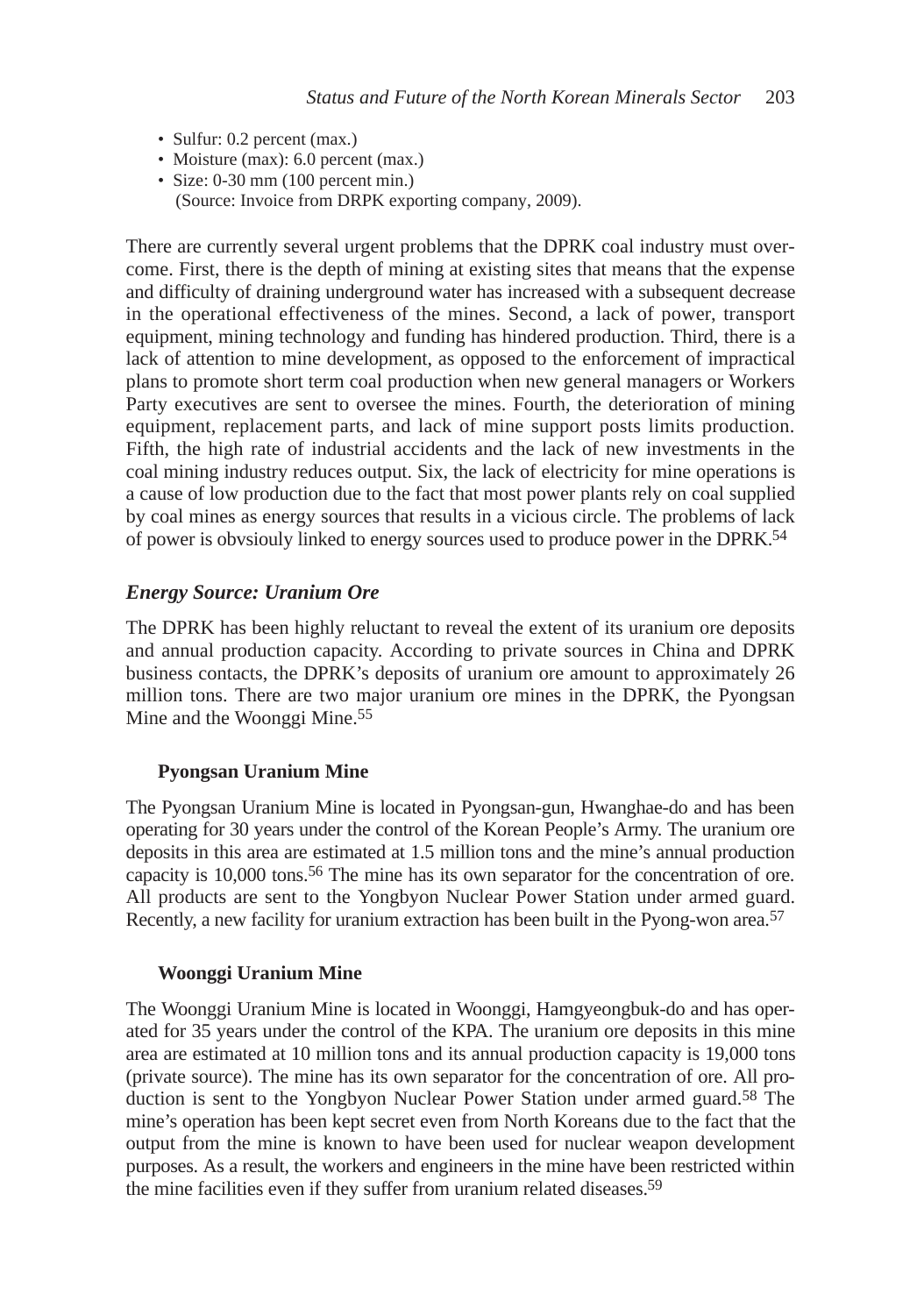- Sulfur: 0.2 percent (max.)
- Moisture (max): 6.0 percent (max.)
- Size: 0-30 mm (100 percent min.)
  (Source: Invoice from DRPK exporting company, 2009).

There are currently several urgent problems that the DPRK coal industry must overcome. First, there is the depth of mining at existing sites that means that the expense and difficulty of draining underground water has increased with a subsequent decrease in the operational effectiveness of the mines. Second, a lack of power, transport equipment, mining technology and funding has hindered production. Third, there is a lack of attention to mine development, as opposed to the enforcement of impractical plans to promote short term coal production when new general managers or Workers Party executives are sent to oversee the mines. Fourth, the deterioration of mining equipment, replacement parts, and lack of mine support posts limits production. Fifth, the high rate of industrial accidents and the lack of new investments in the coal mining industry reduces output. Six, the lack of electricity for mine operations is a cause of low production due to the fact that most power plants rely on coal supplied by coal mines as energy sources that results in a vicious circle. The problems of lack of power is obvsiouly linked to energy sources used to produce power in the DPRK.[54]

### *Energy Source: Uranium Ore*

The DPRK has been highly reluctant to reveal the extent of its uranium ore deposits and annual production capacity. According to private sources in China and DPRK business contacts, the DPRK's deposits of uranium ore amount to approximately 26 million tons. There are two major uranium ore mines in the DPRK, the Pyongsan Mine and the Woonggi Mine.[55]

#### Pyongsan Uranium Mine

The Pyongsan Uranium Mine is located in Pyongsan-gun, Hwanghae-do and has been operating for 30 years under the control of the Korean People's Army. The uranium ore deposits in this area are estimated at 1.5 million tons and the mine's annual production capacity is 10,000 tons.[56] The mine has its own separator for the concentration of ore. All products are sent to the Yongbyon Nuclear Power Station under armed guard. Recently, a new facility for uranium extraction has been built in the Pyong-won area.[57]

#### Woonggi Uranium Mine

The Woonggi Uranium Mine is located in Woonggi, Hamgyeongbuk-do and has operated for 35 years under the control of the KPA. The uranium ore deposits in this mine area are estimated at 10 million tons and its annual production capacity is 19,000 tons (private source). The mine has its own separator for the concentration of ore. All production is sent to the Yongbyon Nuclear Power Station under armed guard.[58] The mine's operation has been kept secret even from North Koreans due to the fact that the output from the mine is known to have been used for nuclear weapon development purposes. As a result, the workers and engineers in the mine have been restricted within the mine facilities even if they suffer from uranium related diseases.[59]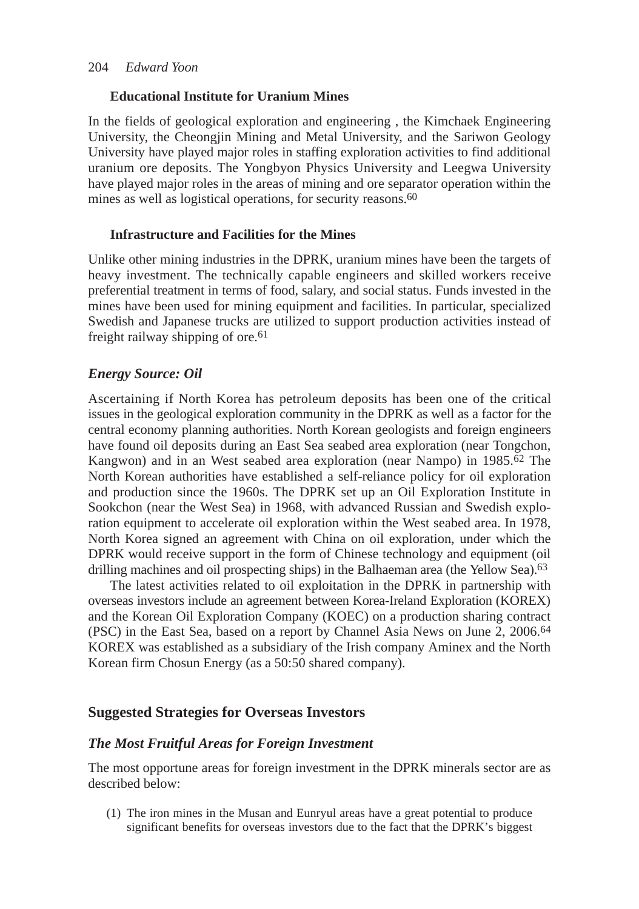### Educational Institute for Uranium Mines

In the fields of geological exploration and engineering , the Kimchaek Engineering University, the Cheongjin Mining and Metal University, and the Sariwon Geology University have played major roles in staffing exploration activities to find additional uranium ore deposits. The Yongbyon Physics University and Leegwa University have played major roles in the areas of mining and ore separator operation within the mines as well as logistical operations, for security reasons.[60]

### Infrastructure and Facilities for the Mines

Unlike other mining industries in the DPRK, uranium mines have been the targets of heavy investment. The technically capable engineers and skilled workers receive preferential treatment in terms of food, salary, and social status. Funds invested in the mines have been used for mining equipment and facilities. In particular, specialized Swedish and Japanese trucks are utilized to support production activities instead of freight railway shipping of ore.[61]

### *Energy Source: Oil*

Ascertaining if North Korea has petroleum deposits has been one of the critical issues in the geological exploration community in the DPRK as well as a factor for the central economy planning authorities. North Korean geologists and foreign engineers have found oil deposits during an East Sea seabed area exploration (near Tongchon, Kangwon) and in an West seabed area exploration (near Nampo) in 1985.[62] The North Korean authorities have established a self-reliance policy for oil exploration and production since the 1960s. The DPRK set up an Oil Exploration Institute in Sookchon (near the West Sea) in 1968, with advanced Russian and Swedish exploration equipment to accelerate oil exploration within the West seabed area. In 1978, North Korea signed an agreement with China on oil exploration, under which the DPRK would receive support in the form of Chinese technology and equipment (oil drilling machines and oil prospecting ships) in the Balhaeman area (the Yellow Sea).[63]

The latest activities related to oil exploitation in the DPRK in partnership with overseas investors include an agreement between Korea-Ireland Exploration (KOREX) and the Korean Oil Exploration Company (KOEC) on a production sharing contract (PSC) in the East Sea, based on a report by Channel Asia News on June 2, 2006.[64] KOREX was established as a subsidiary of the Irish company Aminex and the North Korean firm Chosun Energy (as a 50:50 shared company).

## Suggested Strategies for Overseas Investors

### *The Most Fruitful Areas for Foreign Investment*

The most opportune areas for foreign investment in the DPRK minerals sector are as described below:

(1) The iron mines in the Musan and Eunryul areas have a great potential to produce significant benefits for overseas investors due to the fact that the DPRK's biggest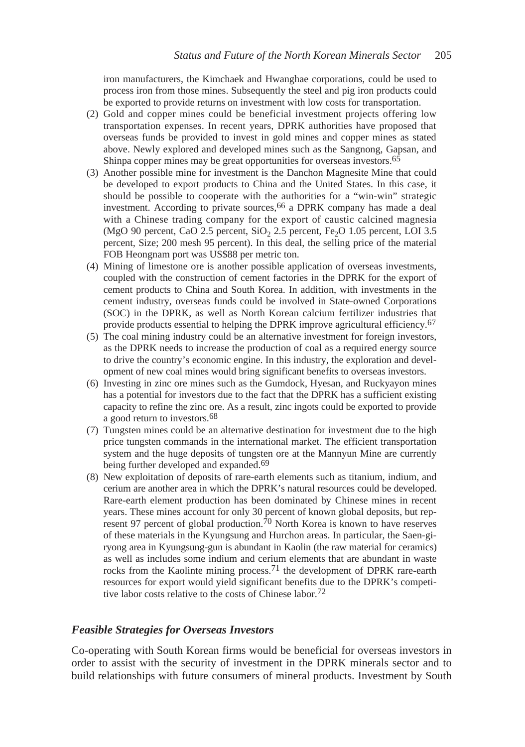iron manufacturers, the Kimchaek and Hwanghae corporations, could be used to process iron from those mines. Subsequently the steel and pig iron products could be exported to provide returns on investment with low costs for transportation.

(2) Gold and copper mines could be beneficial investment projects offering low transportation expenses. In recent years, DPRK authorities have proposed that overseas funds be provided to invest in gold mines and copper mines as stated above. Newly explored and developed mines such as the Sangnong, Gapsan, and Shinpa copper mines may be great opportunities for overseas investors.[65]

(3) Another possible mine for investment is the Danchon Magnesite Mine that could be developed to export products to China and the United States. In this case, it should be possible to cooperate with the authorities for a "win-win" strategic investment. According to private sources,[66] a DPRK company has made a deal with a Chinese trading company for the export of caustic calcined magnesia (MgO 90 percent, CaO 2.5 percent, $SiO_2$ 2.5 percent, $Fe_2O$ 1.05 percent, LOI 3.5 percent, Size; 200 mesh 95 percent). In this deal, the selling price of the material FOB Heongnam port was US$88 per metric ton.

(4) Mining of limestone ore is another possible application of overseas investments, coupled with the construction of cement factories in the DPRK for the export of cement products to China and South Korea. In addition, with investments in the cement industry, overseas funds could be involved in State-owned Corporations (SOC) in the DPRK, as well as North Korean calcium fertilizer industries that provide products essential to helping the DPRK improve agricultural efficiency.[67]

(5) The coal mining industry could be an alternative investment for foreign investors, as the DPRK needs to increase the production of coal as a required energy source to drive the country's economic engine. In this industry, the exploration and development of new coal mines would bring significant benefits to overseas investors.

(6) Investing in zinc ore mines such as the Gumdock, Hyesan, and Ruckyayon mines has a potential for investors due to the fact that the DPRK has a sufficient existing capacity to refine the zinc ore. As a result, zinc ingots could be exported to provide a good return to investors.[68]

(7) Tungsten mines could be an alternative destination for investment due to the high price tungsten commands in the international market. The efficient transportation system and the huge deposits of tungsten ore at the Mannyun Mine are currently being further developed and expanded.[69]

(8) New exploitation of deposits of rare-earth elements such as titanium, indium, and cerium are another area in which the DPRK's natural resources could be developed. Rare-earth element production has been dominated by Chinese mines in recent years. These mines account for only 30 percent of known global deposits, but represent 97 percent of global production.[70] North Korea is known to have reserves of these materials in the Kyungsung and Hurchon areas. In particular, the Saen-giryong area in Kyungsung-gun is abundant in Kaolin (the raw material for ceramics) as well as includes some indium and cerium elements that are abundant in waste rocks from the Kaolinte mining process.[71] the development of DPRK rare-earth resources for export would yield significant benefits due to the DPRK's competitive labor costs relative to the costs of Chinese labor.[72]

### *Feasible Strategies for Overseas Investors*

Co-operating with South Korean firms would be beneficial for overseas investors in order to assist with the security of investment in the DPRK minerals sector and to build relationships with future consumers of mineral products. Investment by South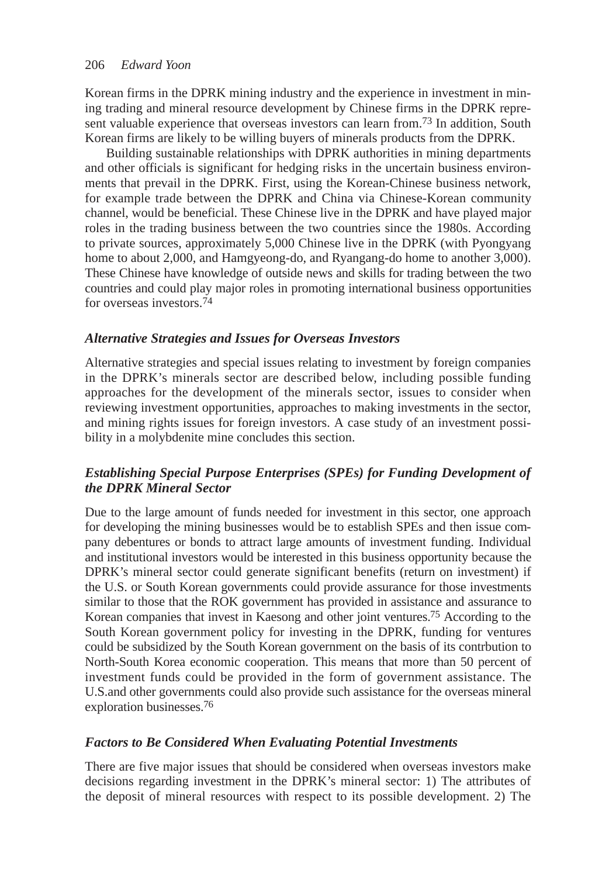Korean firms in the DPRK mining industry and the experience in investment in mining trading and mineral resource development by Chinese firms in the DPRK represent valuable experience that overseas investors can learn from.[73] In addition, South Korean firms are likely to be willing buyers of minerals products from the DPRK.

Building sustainable relationships with DPRK authorities in mining departments and other officials is significant for hedging risks in the uncertain business environments that prevail in the DPRK. First, using the Korean-Chinese business network, for example trade between the DPRK and China via Chinese-Korean community channel, would be beneficial. These Chinese live in the DPRK and have played major roles in the trading business between the two countries since the 1980s. According to private sources, approximately 5,000 Chinese live in the DPRK (with Pyongyang home to about 2,000, and Hamgyeong-do, and Ryangang-do home to another 3,000). These Chinese have knowledge of outside news and skills for trading between the two countries and could play major roles in promoting international business opportunities for overseas investors.[74]

### *Alternative Strategies and Issues for Overseas Investors*

Alternative strategies and special issues relating to investment by foreign companies in the DPRK's minerals sector are described below, including possible funding approaches for the development of the minerals sector, issues to consider when reviewing investment opportunities, approaches to making investments in the sector, and mining rights issues for foreign investors. A case study of an investment possibility in a molybdenite mine concludes this section.

### *Establishing Special Purpose Enterprises (SPEs) for Funding Development of the DPRK Mineral Sector*

Due to the large amount of funds needed for investment in this sector, one approach for developing the mining businesses would be to establish SPEs and then issue company debentures or bonds to attract large amounts of investment funding. Individual and institutional investors would be interested in this business opportunity because the DPRK's mineral sector could generate significant benefits (return on investment) if the U.S. or South Korean governments could provide assurance for those investments similar to those that the ROK government has provided in assistance and assurance to Korean companies that invest in Kaesong and other joint ventures.[75] According to the South Korean government policy for investing in the DPRK, funding for ventures could be subsidized by the South Korean government on the basis of its contrbution to North-South Korea economic cooperation. This means that more than 50 percent of investment funds could be provided in the form of government assistance. The U.S.and other governments could also provide such assistance for the overseas mineral exploration businesses.[76]

### *Factors to Be Considered When Evaluating Potential Investments*

There are five major issues that should be considered when overseas investors make decisions regarding investment in the DPRK's mineral sector: 1) The attributes of the deposit of mineral resources with respect to its possible development. 2) The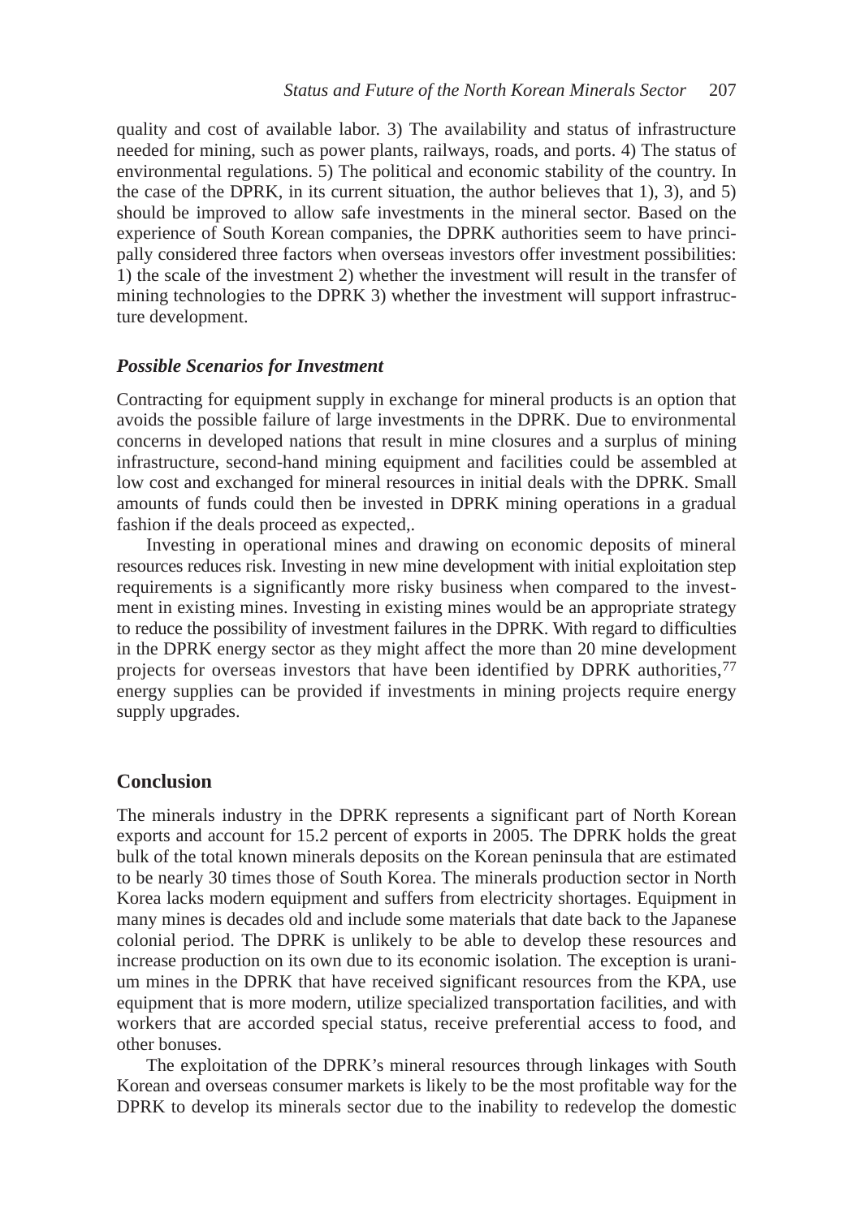quality and cost of available labor. 3) The availability and status of infrastructure needed for mining, such as power plants, railways, roads, and ports. 4) The status of environmental regulations. 5) The political and economic stability of the country. In the case of the DPRK, in its current situation, the author believes that 1), 3), and 5) should be improved to allow safe investments in the mineral sector. Based on the experience of South Korean companies, the DPRK authorities seem to have principally considered three factors when overseas investors offer investment possibilities: 1) the scale of the investment 2) whether the investment will result in the transfer of mining technologies to the DPRK 3) whether the investment will support infrastructure development.

### *Possible Scenarios for Investment*

Contracting for equipment supply in exchange for mineral products is an option that avoids the possible failure of large investments in the DPRK. Due to environmental concerns in developed nations that result in mine closures and a surplus of mining infrastructure, second-hand mining equipment and facilities could be assembled at low cost and exchanged for mineral resources in initial deals with the DPRK. Small amounts of funds could then be invested in DPRK mining operations in a gradual fashion if the deals proceed as expected,.

Investing in operational mines and drawing on economic deposits of mineral resources reduces risk. Investing in new mine development with initial exploitation step requirements is a significantly more risky business when compared to the investment in existing mines. Investing in existing mines would be an appropriate strategy to reduce the possibility of investment failures in the DPRK. With regard to difficulties in the DPRK energy sector as they might affect the more than 20 mine development projects for overseas investors that have been identified by DPRK authorities,[77] energy supplies can be provided if investments in mining projects require energy supply upgrades.

## Conclusion

The minerals industry in the DPRK represents a significant part of North Korean exports and account for 15.2 percent of exports in 2005. The DPRK holds the great bulk of the total known minerals deposits on the Korean peninsula that are estimated to be nearly 30 times those of South Korea. The minerals production sector in North Korea lacks modern equipment and suffers from electricity shortages. Equipment in many mines is decades old and include some materials that date back to the Japanese colonial period. The DPRK is unlikely to be able to develop these resources and increase production on its own due to its economic isolation. The exception is uranium mines in the DPRK that have received significant resources from the KPA, use equipment that is more modern, utilize specialized transportation facilities, and with workers that are accorded special status, receive preferential access to food, and other bonuses.

The exploitation of the DPRK's mineral resources through linkages with South Korean and overseas consumer markets is likely to be the most profitable way for the DPRK to develop its minerals sector due to the inability to redevelop the domestic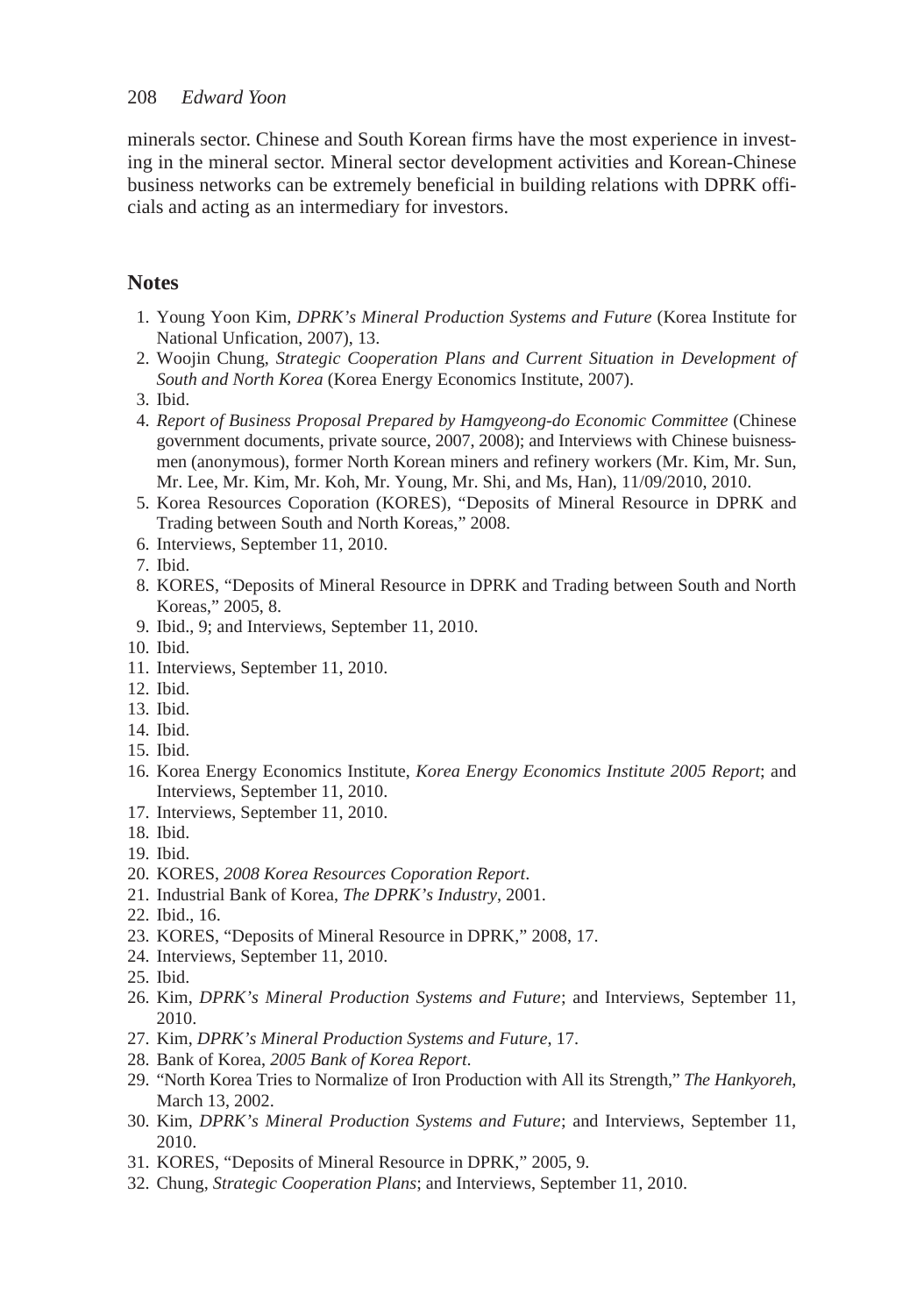minerals sector. Chinese and South Korean firms have the most experience in investing in the mineral sector. Mineral sector development activities and Korean-Chinese business networks can be extremely beneficial in building relations with DPRK officials and acting as an intermediary for investors.

## Notes

1. Young Yoon Kim, *DPRK's Mineral Production Systems and Future* (Korea Institute for National Unfication, 2007), 13.
2. Woojin Chung, *Strategic Cooperation Plans and Current Situation in Development of South and North Korea* (Korea Energy Economics Institute, 2007).
3. Ibid.
4. *Report of Business Proposal Prepared by Hamgyeong-do Economic Committee* (Chinese government documents, private source, 2007, 2008); and Interviews with Chinese buisnessmen (anonymous), former North Korean miners and refinery workers (Mr. Kim, Mr. Sun, Mr. Lee, Mr. Kim, Mr. Koh, Mr. Young, Mr. Shi, and Ms, Han), 11/09/2010, 2010.
5. Korea Resources Coporation (KORES), "Deposits of Mineral Resource in DPRK and Trading between South and North Koreas," 2008.
6. Interviews, September 11, 2010.
7. Ibid.
8. KORES, "Deposits of Mineral Resource in DPRK and Trading between South and North Koreas," 2005, 8.
9. Ibid., 9; and Interviews, September 11, 2010.
10. Ibid.
11. Interviews, September 11, 2010.
12. Ibid.
13. Ibid.
14. Ibid.
15. Ibid.
16. Korea Energy Economics Institute, *Korea Energy Economics Institute 2005 Report*; and Interviews, September 11, 2010.
17. Interviews, September 11, 2010.
18. Ibid.
19. Ibid.
20. KORES, *2008 Korea Resources Coporation Report*.
21. Industrial Bank of Korea, *The DPRK's Industry*, 2001.
22. Ibid., 16.
23. KORES, "Deposits of Mineral Resource in DPRK," 2008, 17.
24. Interviews, September 11, 2010.
25. Ibid.
26. Kim, *DPRK's Mineral Production Systems and Future*; and Interviews, September 11, 2010.
27. Kim, *DPRK's Mineral Production Systems and Future*, 17.
28. Bank of Korea, *2005 Bank of Korea Report*.
29. "North Korea Tries to Normalize of Iron Production with All its Strength," *The Hankyoreh*, March 13, 2002.
30. Kim, *DPRK's Mineral Production Systems and Future*; and Interviews, September 11, 2010.
31. KORES, "Deposits of Mineral Resource in DPRK," 2005, 9.
32. Chung, *Strategic Cooperation Plans*; and Interviews, September 11, 2010.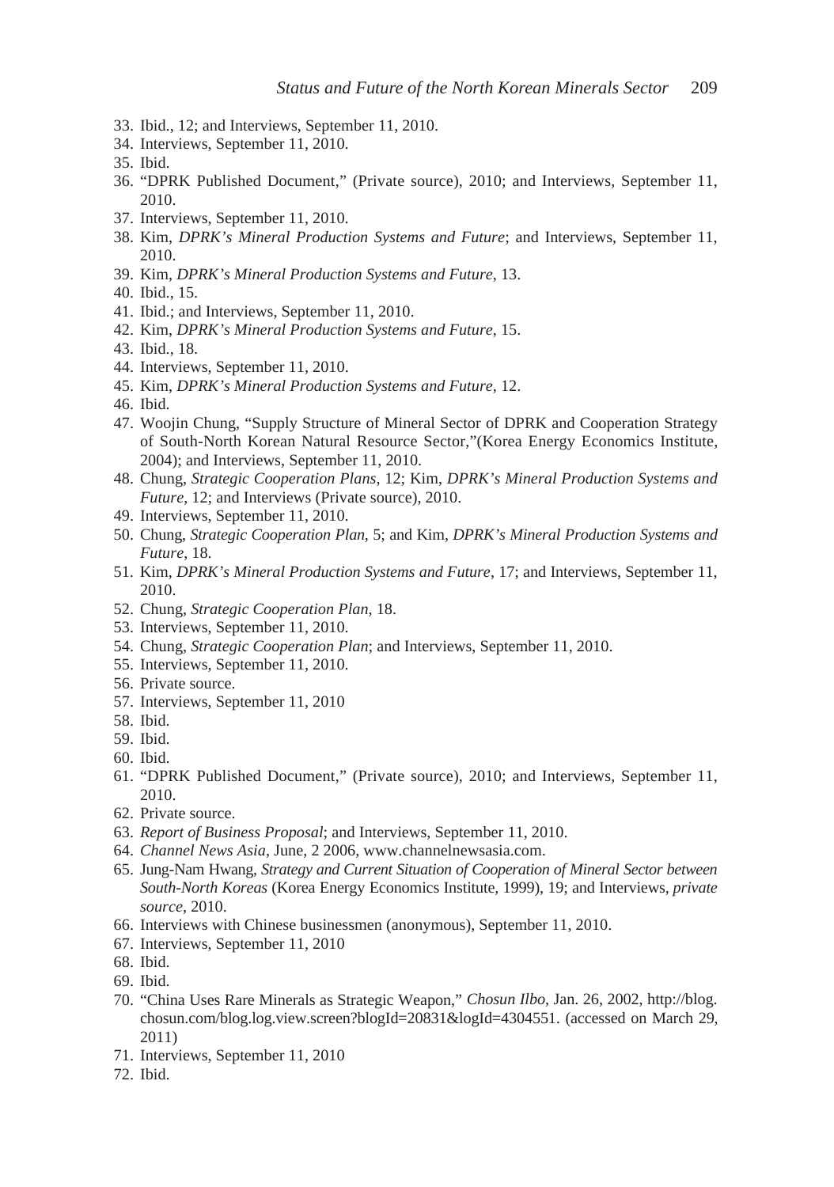33. Ibid., 12; and Interviews, September 11, 2010.
34. Interviews, September 11, 2010.
35. Ibid.
36. "DPRK Published Document," (Private source), 2010; and Interviews, September 11, 2010.
37. Interviews, September 11, 2010.
38. Kim, *DPRK's Mineral Production Systems and Future*; and Interviews, September 11, 2010.
39. Kim, *DPRK's Mineral Production Systems and Future*, 13.
40. Ibid., 15.
41. Ibid.; and Interviews, September 11, 2010.
42. Kim, *DPRK's Mineral Production Systems and Future*, 15.
43. Ibid., 18.
44. Interviews, September 11, 2010.
45. Kim, *DPRK's Mineral Production Systems and Future*, 12.
46. Ibid.
47. Woojin Chung, "Supply Structure of Mineral Sector of DPRK and Cooperation Strategy of South-North Korean Natural Resource Sector,"(Korea Energy Economics Institute, 2004); and Interviews, September 11, 2010.
48. Chung, *Strategic Cooperation Plans*, 12; Kim, *DPRK's Mineral Production Systems and Future*, 12; and Interviews (Private source), 2010.
49. Interviews, September 11, 2010.
50. Chung, *Strategic Cooperation Plan*, 5; and Kim, *DPRK's Mineral Production Systems and Future*, 18.
51. Kim, *DPRK's Mineral Production Systems and Future*, 17; and Interviews, September 11, 2010.
52. Chung, *Strategic Cooperation Plan*, 18.
53. Interviews, September 11, 2010.
54. Chung, *Strategic Cooperation Plan*; and Interviews, September 11, 2010.
55. Interviews, September 11, 2010.
56. Private source.
57. Interviews, September 11, 2010
58. Ibid.
59. Ibid.
60. Ibid.
61. "DPRK Published Document," (Private source), 2010; and Interviews, September 11, 2010.
62. Private source.
63. *Report of Business Proposal*; and Interviews, September 11, 2010.
64. *Channel News Asia*, June, 2 2006, www.channelnewsasia.com.
65. Jung-Nam Hwang, *Strategy and Current Situation of Cooperation of Mineral Sector between South-North Koreas* (Korea Energy Economics Institute, 1999), 19; and Interviews, *private source*, 2010.
66. Interviews with Chinese businessmen (anonymous), September 11, 2010.
67. Interviews, September 11, 2010
68. Ibid.
69. Ibid.
70. "China Uses Rare Minerals as Strategic Weapon," *Chosun Ilbo*, Jan. 26, 2002, http://blog.chosun.com/blog.log.view.screen?blogId=20831&logId=4304551. (accessed on March 29, 2011)
71. Interviews, September 11, 2010
72. Ibid.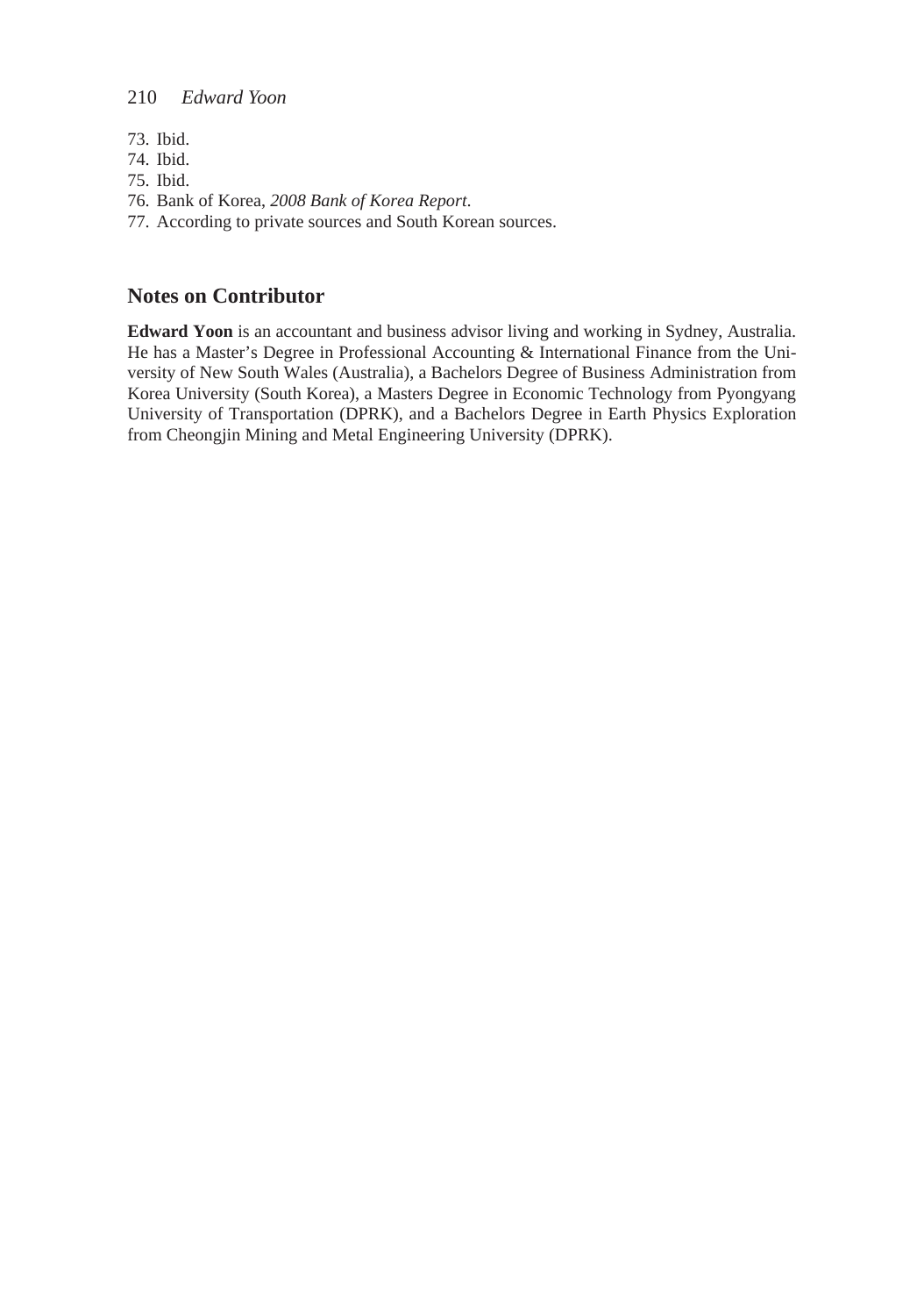73. Ibid.
74. Ibid.
75. Ibid.
76. Bank of Korea, *2008 Bank of Korea Report*.
77. According to private sources and South Korean sources.

## Notes on Contributor

**Edward Yoon** is an accountant and business advisor living and working in Sydney, Australia. He has a Master's Degree in Professional Accounting & International Finance from the University of New South Wales (Australia), a Bachelors Degree of Business Administration from Korea University (South Korea), a Masters Degree in Economic Technology from Pyongyang University of Transportation (DPRK), and a Bachelors Degree in Earth Physics Exploration from Cheongjin Mining and Metal Engineering University (DPRK).